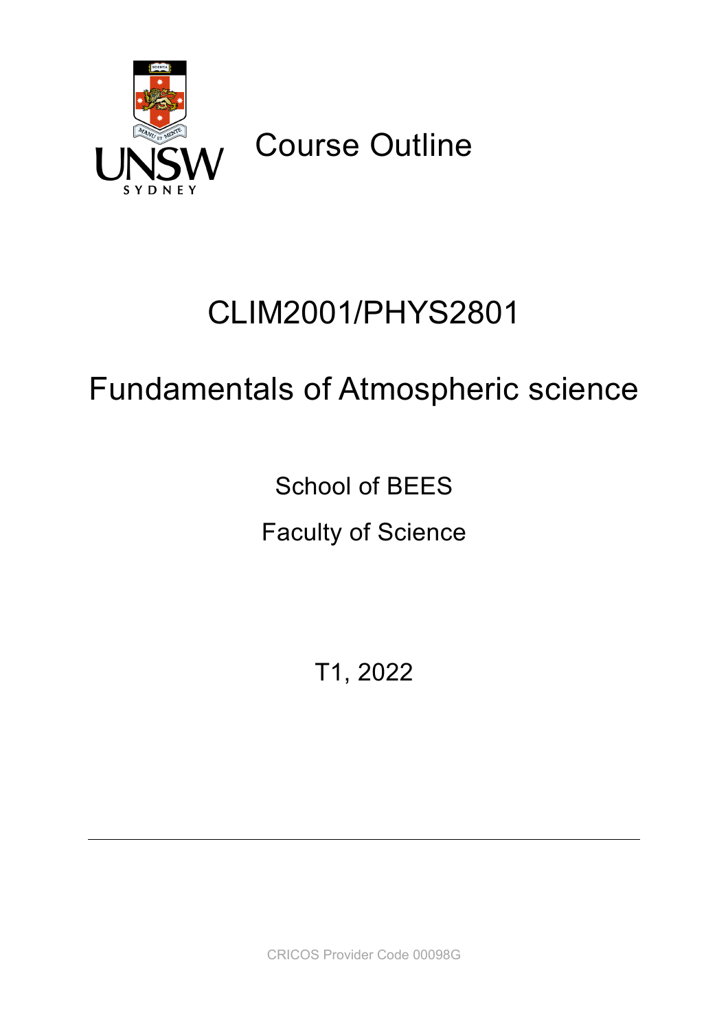Course Outline

# CLIM2001/PHYS2801

# Fundamentals of Atmospheric science

School of BEES

Faculty of Science

T1, 2022

CRICOS Provider Code 00098G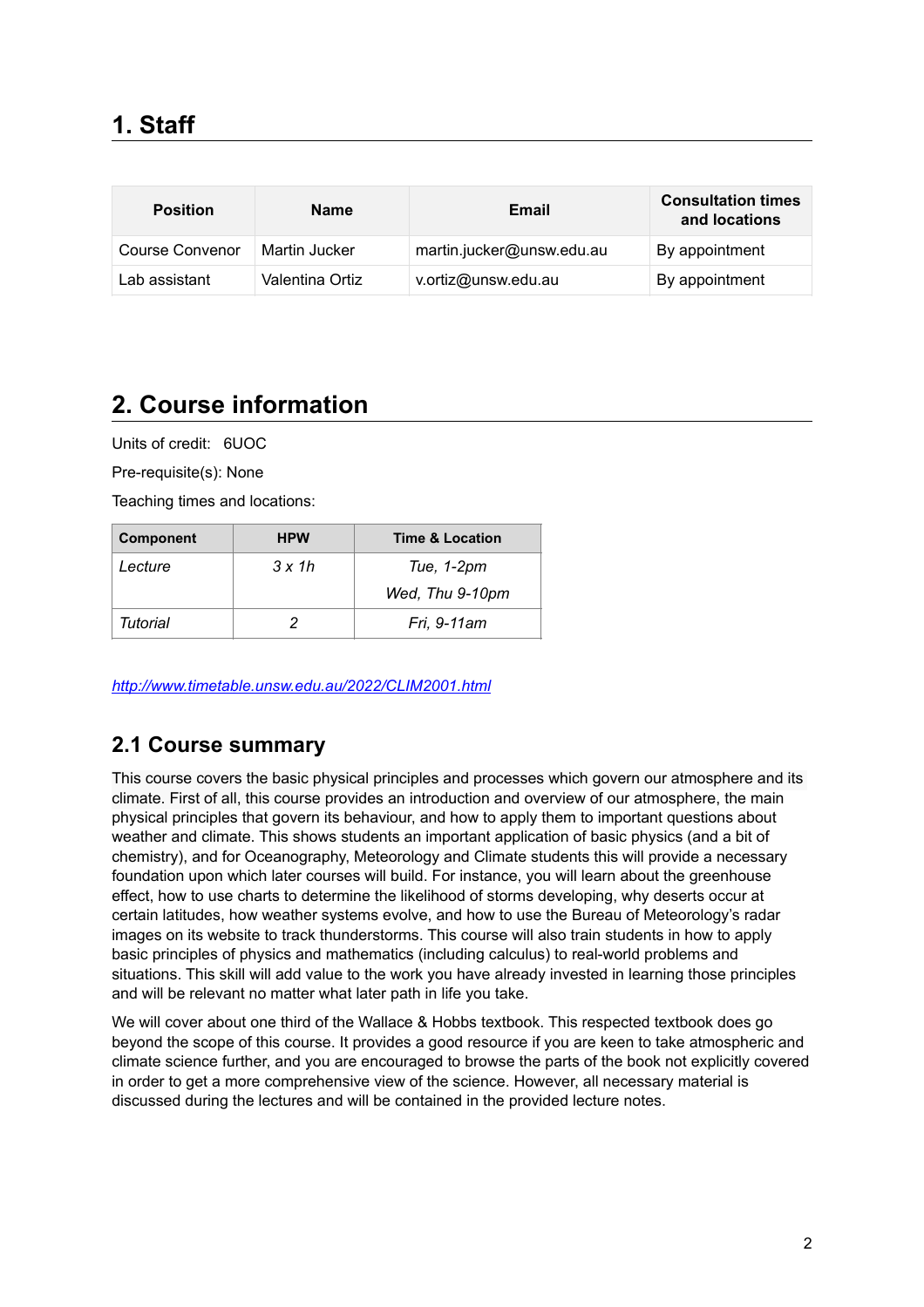# 1. Staff

| Position | Name | Email | Consultation times and locations |
|---|---|---|---|
| Course Convenor | Martin Jucker | martin.jucker@unsw.edu.au | By appointment |
| Lab assistant | Valentina Ortiz | v.ortiz@unsw.edu.au | By appointment |

# 2. Course information

Units of credit: 6UOC

Pre-requisite(s): None

Teaching times and locations:

| Component | HPW | Time & Location |
|---|---|---|
| *Lecture* | *3 x 1h* | *Tue, 1-2pm* <br> *Wed, Thu 9-10pm* |
| *Tutorial* | *2* | *Fri, 9-11am* |

*http://www.timetable.unsw.edu.au/2022/CLIM2001.html*

## 2.1 Course summary

This course covers the basic physical principles and processes which govern our atmosphere and its climate. First of all, this course provides an introduction and overview of our atmosphere, the main physical principles that govern its behaviour, and how to apply them to important questions about weather and climate. This shows students an important application of basic physics (and a bit of chemistry), and for Oceanography, Meteorology and Climate students this will provide a necessary foundation upon which later courses will build. For instance, you will learn about the greenhouse effect, how to use charts to determine the likelihood of storms developing, why deserts occur at certain latitudes, how weather systems evolve, and how to use the Bureau of Meteorology's radar images on its website to track thunderstorms. This course will also train students in how to apply basic principles of physics and mathematics (including calculus) to real-world problems and situations. This skill will add value to the work you have already invested in learning those principles and will be relevant no matter what later path in life you take.

We will cover about one third of the Wallace & Hobbs textbook. This respected textbook does go beyond the scope of this course. It provides a good resource if you are keen to take atmospheric and climate science further, and you are encouraged to browse the parts of the book not explicitly covered in order to get a more comprehensive view of the science. However, all necessary material is discussed during the lectures and will be contained in the provided lecture notes.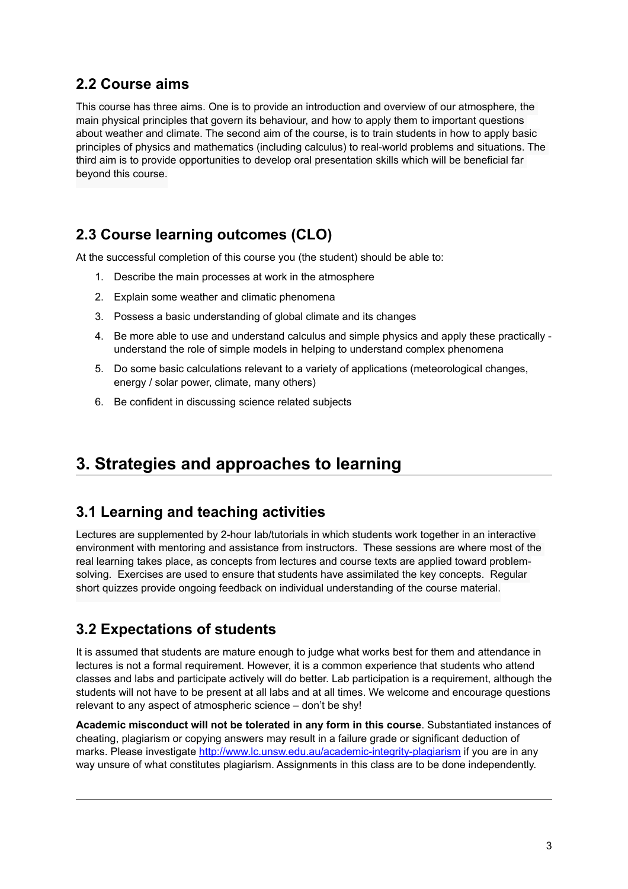## 2.2 Course aims

This course has three aims. One is to provide an introduction and overview of our atmosphere, the main physical principles that govern its behaviour, and how to apply them to important questions about weather and climate. The second aim of the course, is to train students in how to apply basic principles of physics and mathematics (including calculus) to real-world problems and situations. The third aim is to provide opportunities to develop oral presentation skills which will be beneficial far beyond this course.

## 2.3 Course learning outcomes (CLO)

At the successful completion of this course you (the student) should be able to:

1. Describe the main processes at work in the atmosphere
2. Explain some weather and climatic phenomena
3. Possess a basic understanding of global climate and its changes
4. Be more able to use and understand calculus and simple physics and apply these practically - understand the role of simple models in helping to understand complex phenomena
5. Do some basic calculations relevant to a variety of applications (meteorological changes, energy / solar power, climate, many others)
6. Be confident in discussing science related subjects

# 3. Strategies and approaches to learning

## 3.1 Learning and teaching activities

Lectures are supplemented by 2-hour lab/tutorials in which students work together in an interactive environment with mentoring and assistance from instructors. These sessions are where most of the real learning takes place, as concepts from lectures and course texts are applied toward problem-solving. Exercises are used to ensure that students have assimilated the key concepts. Regular short quizzes provide ongoing feedback on individual understanding of the course material.

## 3.2 Expectations of students

It is assumed that students are mature enough to judge what works best for them and attendance in lectures is not a formal requirement. However, it is a common experience that students who attend classes and labs and participate actively will do better. Lab participation is a requirement, although the students will not have to be present at all labs and at all times. We welcome and encourage questions relevant to any aspect of atmospheric science – don't be shy!

**Academic misconduct will not be tolerated in any form in this course**. Substantiated instances of cheating, plagiarism or copying answers may result in a failure grade or significant deduction of marks. Please investigate http://www.lc.unsw.edu.au/academic-integrity-plagiarism if you are in any way unsure of what constitutes plagiarism. Assignments in this class are to be done independently.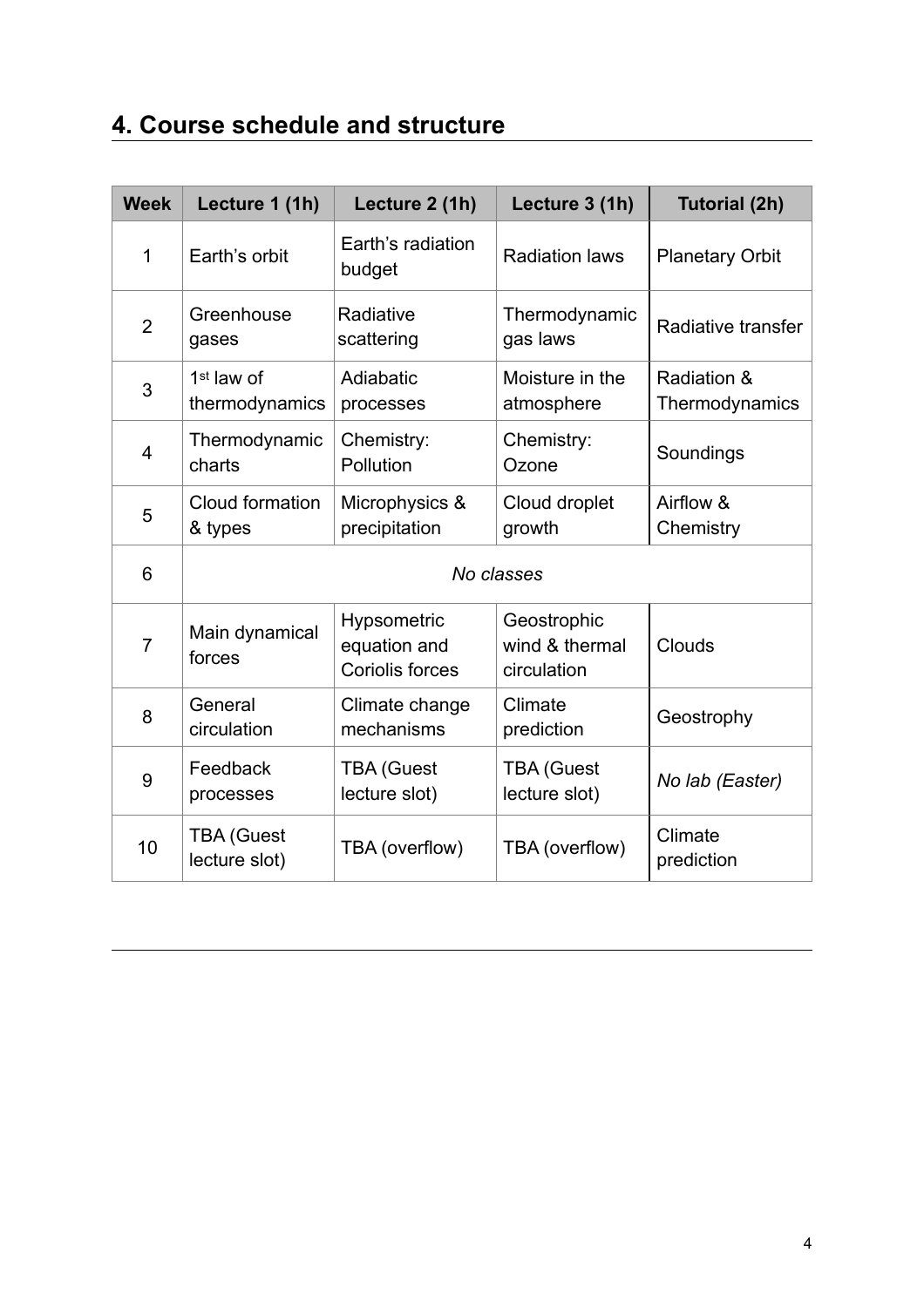## 4. Course schedule and structure

| Week | Lecture 1 (1h) | Lecture 2 (1h) | Lecture 3 (1h) | Tutorial (2h) |
| --- | --- | --- | --- | --- |
| 1 | Earth's orbit | Earth's radiation budget | Radiation laws | Planetary Orbit |
| 2 | Greenhouse gases | Radiative scattering | Thermodynamic gas laws | Radiative transfer |
| 3 | 1st law of thermodynamics | Adiabatic processes | Moisture in the atmosphere | Radiation & Thermodynamics |
| 4 | Thermodynamic charts | Chemistry: Pollution | Chemistry: Ozone | Soundings |
| 5 | Cloud formation & types | Microphysics & precipitation | Cloud droplet growth | Airflow & Chemistry |
| 6 | *No classes* | | | |
| 7 | Main dynamical forces | Hypsometric equation and Coriolis forces | Geostrophic wind & thermal circulation | Clouds |
| 8 | General circulation | Climate change mechanisms | Climate prediction | Geostrophy |
| 9 | Feedback processes | TBA (Guest lecture slot) | TBA (Guest lecture slot) | *No lab (Easter)* |
| 10 | TBA (Guest lecture slot) | TBA (overflow) | TBA (overflow) | Climate prediction |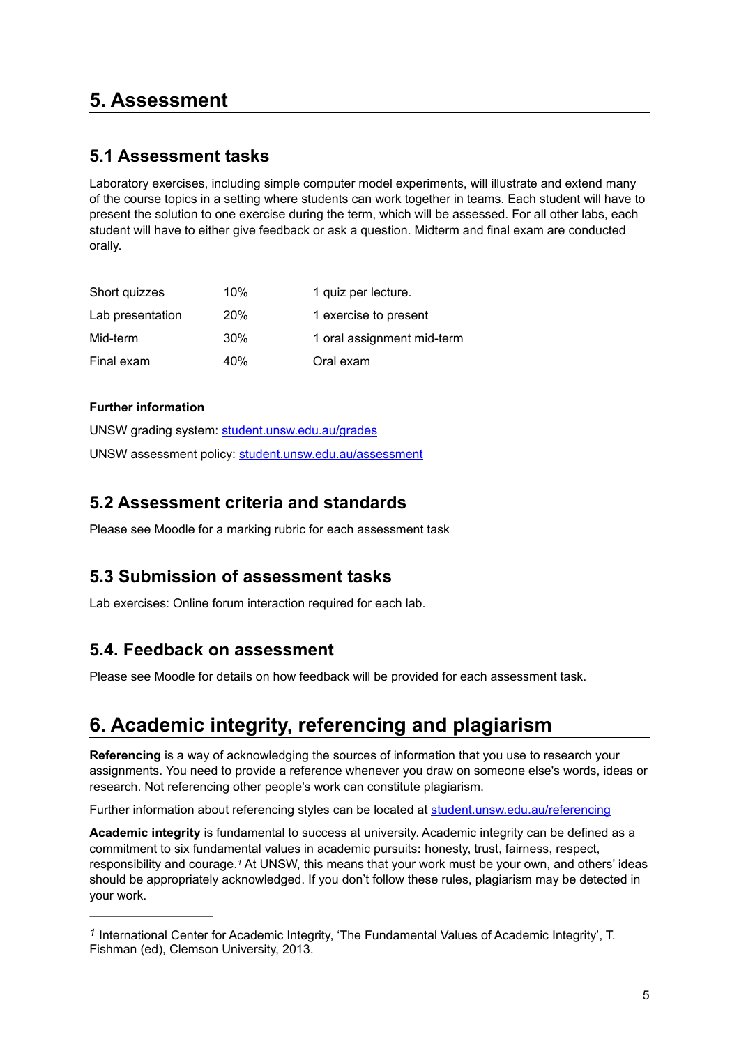# 5. Assessment

## 5.1 Assessment tasks

Laboratory exercises, including simple computer model experiments, will illustrate and extend many of the course topics in a setting where students can work together in teams. Each student will have to present the solution to one exercise during the term, which will be assessed. For all other labs, each student will have to either give feedback or ask a question. Midterm and final exam are conducted orally.

| | | |
|---|---|---|
| Short quizzes | 10% | 1 quiz per lecture. |
| Lab presentation | 20% | 1 exercise to present |
| Mid-term | 30% | 1 oral assignment mid-term |
| Final exam | 40% | Oral exam |

**Further information**

UNSW grading system: [student.unsw.edu.au/grades](student.unsw.edu.au/grades)

UNSW assessment policy: [student.unsw.edu.au/assessment](student.unsw.edu.au/assessment)

## 5.2 Assessment criteria and standards

Please see Moodle for a marking rubric for each assessment task

## 5.3 Submission of assessment tasks

Lab exercises: Online forum interaction required for each lab.

## 5.4. Feedback on assessment

Please see Moodle for details on how feedback will be provided for each assessment task.

# 6. Academic integrity, referencing and plagiarism

**Referencing** is a way of acknowledging the sources of information that you use to research your assignments. You need to provide a reference whenever you draw on someone else's words, ideas or research. Not referencing other people's work can constitute plagiarism.

Further information about referencing styles can be located at [student.unsw.edu.au/referencing](student.unsw.edu.au/referencing)

**Academic integrity** is fundamental to success at university. Academic integrity can be defined as a commitment to six fundamental values in academic pursuits**:** honesty, trust, fairness, respect, responsibility and courage.[1] At UNSW, this means that your work must be your own, and others' ideas should be appropriately acknowledged. If you don't follow these rules, plagiarism may be detected in your work.

---

[1] International Center for Academic Integrity, 'The Fundamental Values of Academic Integrity', T. Fishman (ed), Clemson University, 2013.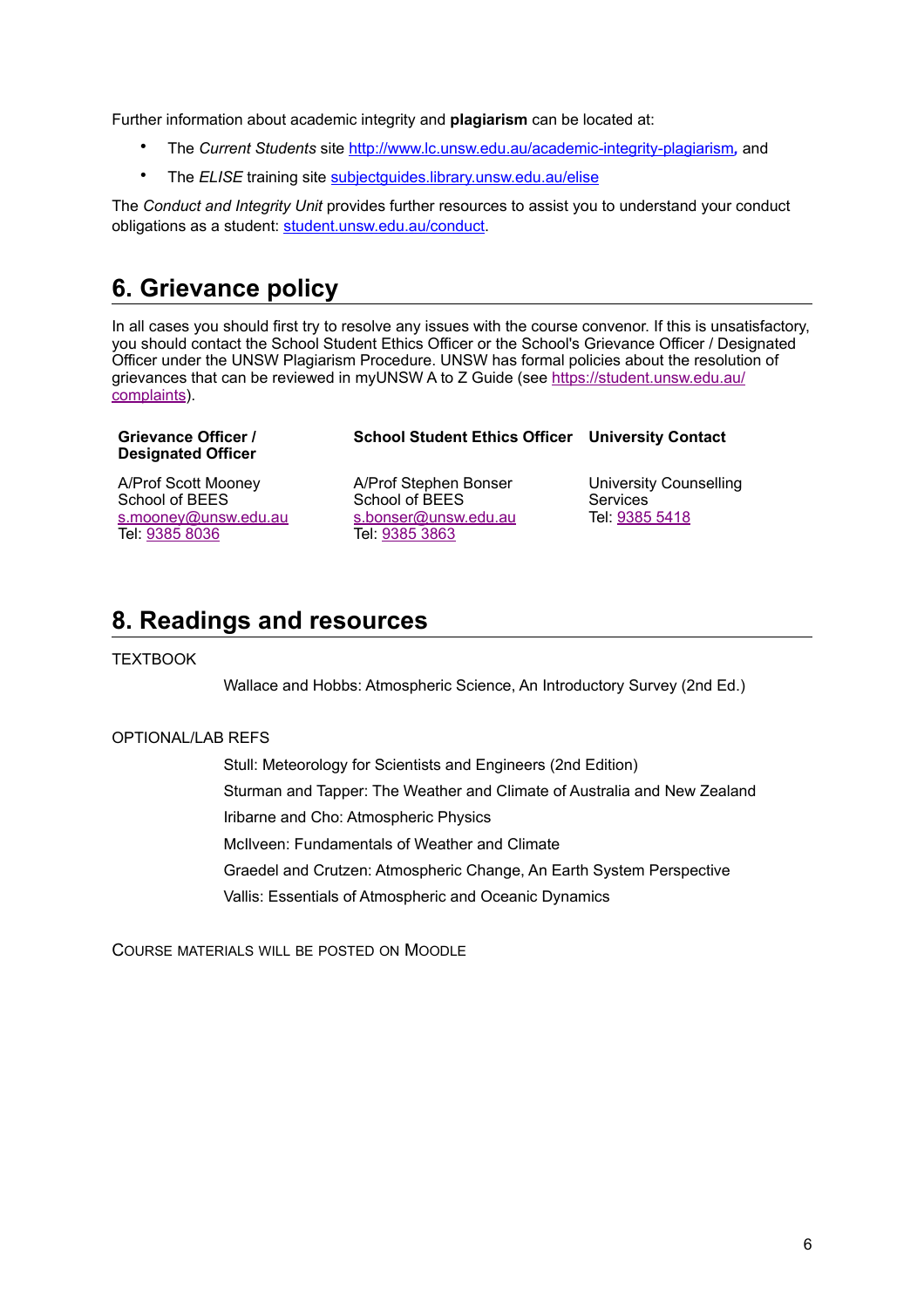Further information about academic integrity and **plagiarism** can be located at:

- The *Current Students* site http://www.lc.unsw.edu.au/academic-integrity-plagiarism, and
- The *ELISE* training site subjectguides.library.unsw.edu.au/elise

The *Conduct and Integrity Unit* provides further resources to assist you to understand your conduct obligations as a student: student.unsw.edu.au/conduct.

## 6. Grievance policy

In all cases you should first try to resolve any issues with the course convenor. If this is unsatisfactory, you should contact the School Student Ethics Officer or the School's Grievance Officer / Designated Officer under the UNSW Plagiarism Procedure. UNSW has formal policies about the resolution of grievances that can be reviewed in myUNSW A to Z Guide (see https://student.unsw.edu.au/complaints).

| Grievance Officer / Designated Officer | School Student Ethics Officer | University Contact |
|---|---|---|
| A/Prof Scott Mooney<br>School of BEES<br>s.mooney@unsw.edu.au<br>Tel: 9385 8036 | A/Prof Stephen Bonser<br>School of BEES<br>s.bonser@unsw.edu.au<br>Tel: 9385 3863 | University Counselling Services<br>Tel: 9385 5418 |

## 8. Readings and resources

TEXTBOOK

Wallace and Hobbs: Atmospheric Science, An Introductory Survey (2nd Ed.)

OPTIONAL/LAB REFS

Stull: Meteorology for Scientists and Engineers (2nd Edition)

Sturman and Tapper: The Weather and Climate of Australia and New Zealand

Iribarne and Cho: Atmospheric Physics

McIlveen: Fundamentals of Weather and Climate

Graedel and Crutzen: Atmospheric Change, An Earth System Perspective

Vallis: Essentials of Atmospheric and Oceanic Dynamics

COURSE MATERIALS WILL BE POSTED ON MOODLE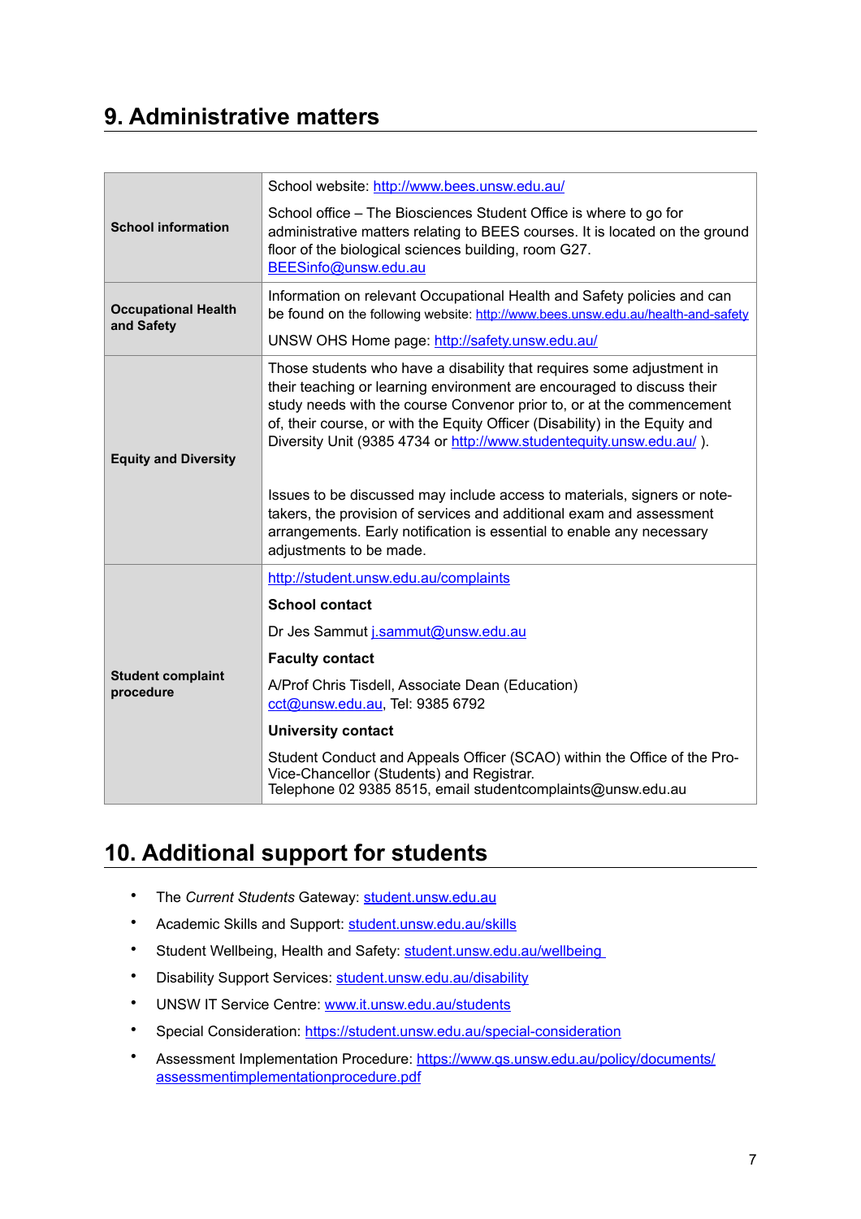## 9. Administrative matters

| | |
|---|---|
| **School information** | School website: http://www.bees.unsw.edu.au/<br><br>School office – The Biosciences Student Office is where to go for administrative matters relating to BEES courses. It is located on the ground floor of the biological sciences building, room G27. BEESinfo@unsw.edu.au |
| **Occupational Health and Safety** | Information on relevant Occupational Health and Safety policies and can be found on the following website: http://www.bees.unsw.edu.au/health-and-safety<br><br>UNSW OHS Home page: http://safety.unsw.edu.au/ |
| **Equity and Diversity** | Those students who have a disability that requires some adjustment in their teaching or learning environment are encouraged to discuss their study needs with the course Convenor prior to, or at the commencement of, their course, or with the Equity Officer (Disability) in the Equity and Diversity Unit (9385 4734 or http://www.studentequity.unsw.edu.au/ ).<br><br>Issues to be discussed may include access to materials, signers or note-takers, the provision of services and additional exam and assessment arrangements. Early notification is essential to enable any necessary adjustments to be made. |
| **Student complaint procedure** | http://student.unsw.edu.au/complaints<br><br>**School contact**<br><br>Dr Jes Sammut j.sammut@unsw.edu.au<br><br>**Faculty contact**<br><br>A/Prof Chris Tisdell, Associate Dean (Education) cct@unsw.edu.au, Tel: 9385 6792<br><br>**University contact**<br><br>Student Conduct and Appeals Officer (SCAO) within the Office of the Pro-Vice-Chancellor (Students) and Registrar.<br>Telephone 02 9385 8515, email studentcomplaints@unsw.edu.au |

## 10. Additional support for students

- The *Current Students* Gateway: student.unsw.edu.au
- Academic Skills and Support: student.unsw.edu.au/skills
- Student Wellbeing, Health and Safety: student.unsw.edu.au/wellbeing
- Disability Support Services: student.unsw.edu.au/disability
- UNSW IT Service Centre: www.it.unsw.edu.au/students
- Special Consideration: https://student.unsw.edu.au/special-consideration
- Assessment Implementation Procedure: https://www.gs.unsw.edu.au/policy/documents/assessmentimplementationprocedure.pdf